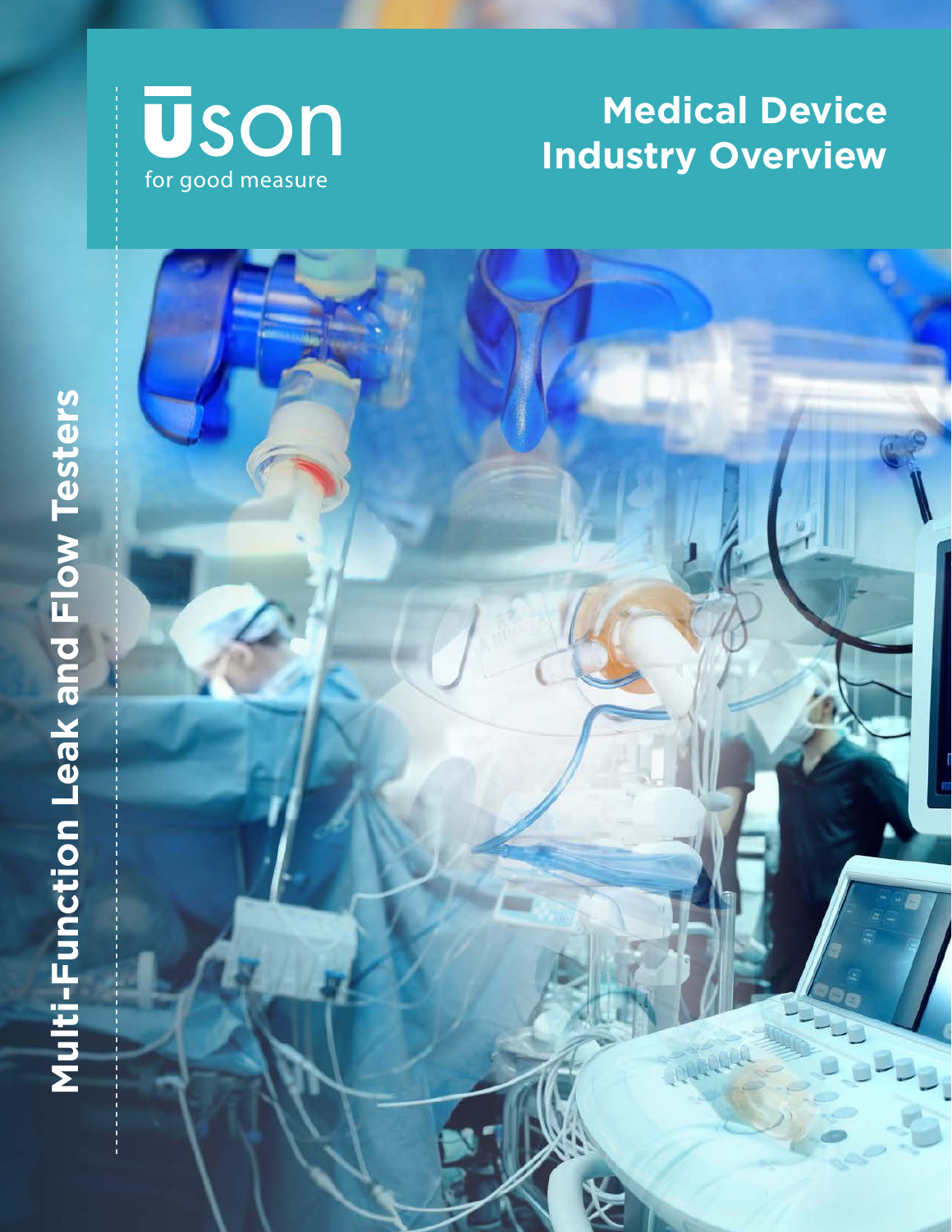Uson

for good measure

# Medical Device Industry Overview

## Multi-Function Leak and Flow Testers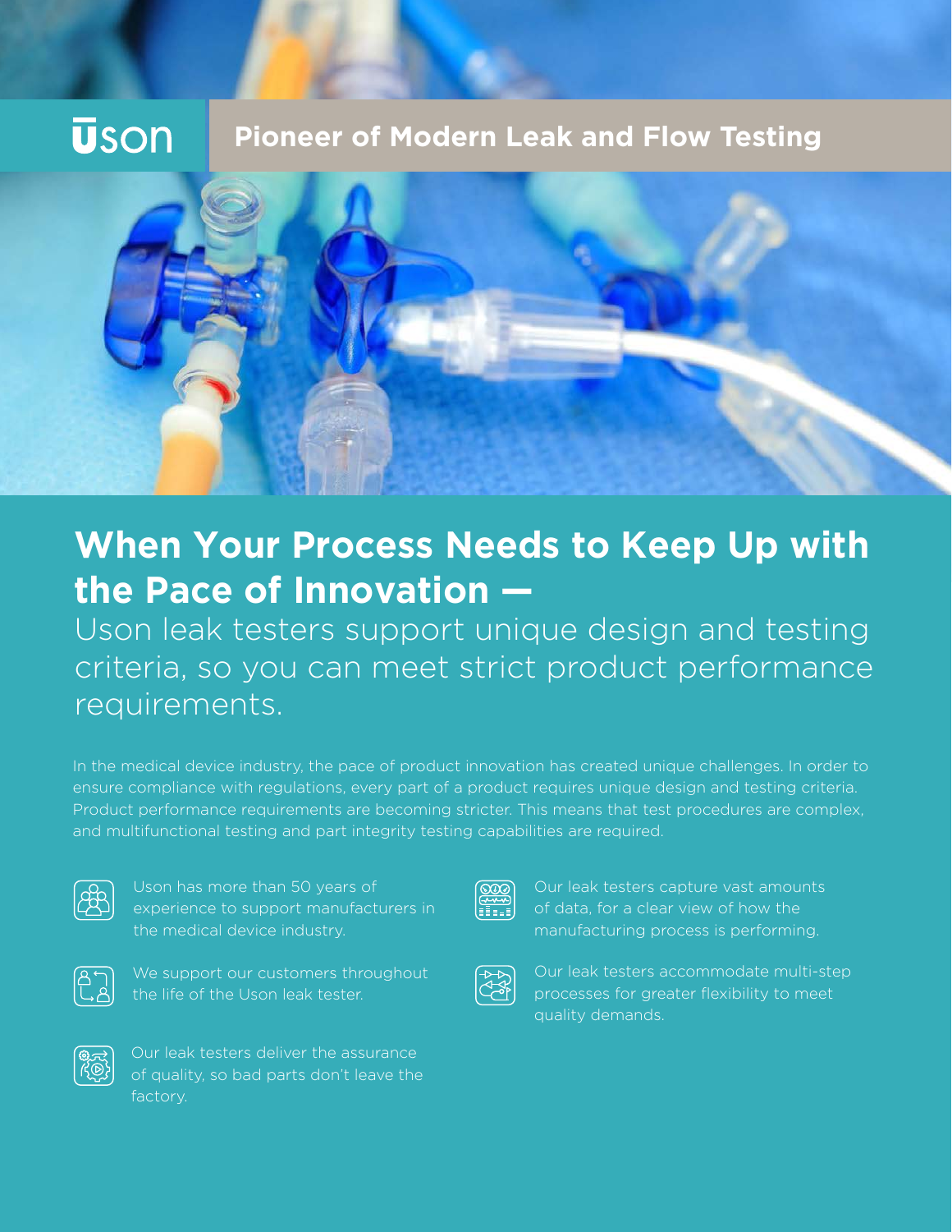Uson

**Pioneer of Modern Leak and Flow Testing**

# When Your Process Needs to Keep Up with the Pace of Innovation —

## Uson leak testers support unique design and testing criteria, so you can meet strict product performance requirements.

In the medical device industry, the pace of product innovation has created unique challenges. In order to ensure compliance with regulations, every part of a product requires unique design and testing criteria. Product performance requirements are becoming stricter. This means that test procedures are complex, and multifunctional testing and part integrity testing capabilities are required.

- Uson has more than 50 years of experience to support manufacturers in the medical device industry.
- We support our customers throughout the life of the Uson leak tester.
- Our leak testers deliver the assurance of quality, so bad parts don't leave the factory.
- Our leak testers capture vast amounts of data, for a clear view of how the manufacturing process is performing.
- Our leak testers accommodate multi-step processes for greater flexibility to meet quality demands.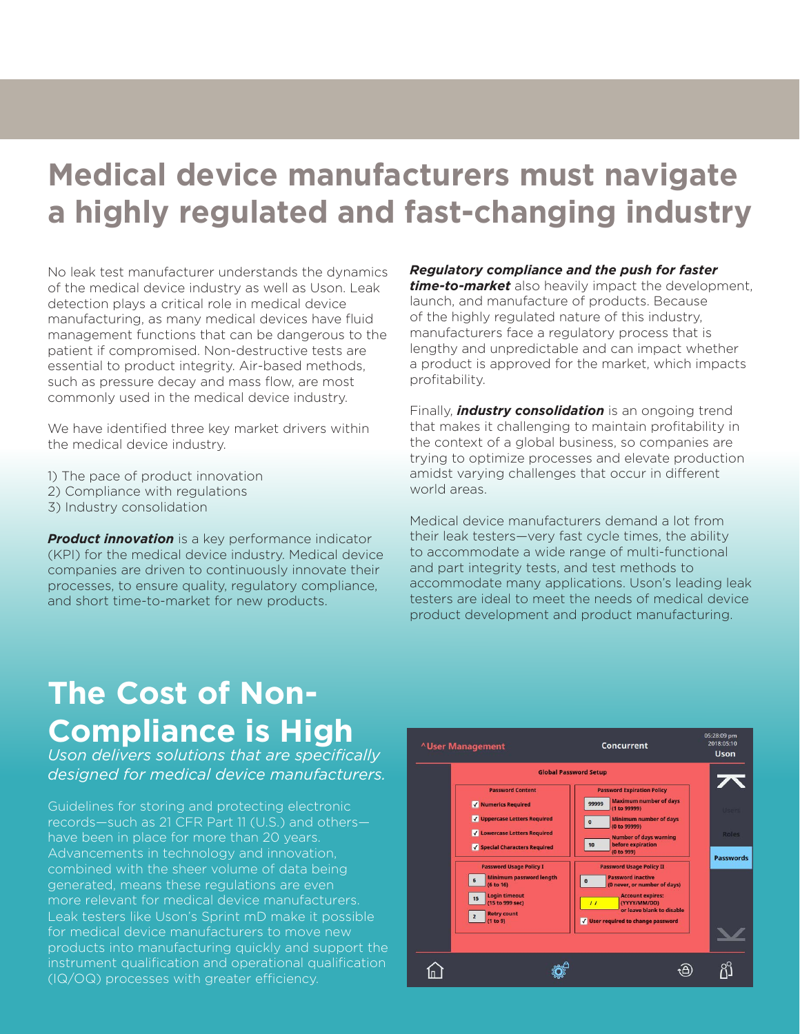# Medical device manufacturers must navigate a highly regulated and fast-changing industry

No leak test manufacturer understands the dynamics of the medical device industry as well as Uson. Leak detection plays a critical role in medical device manufacturing, as many medical devices have fluid management functions that can be dangerous to the patient if compromised. Non-destructive tests are essential to product integrity. Air-based methods, such as pressure decay and mass flow, are most commonly used in the medical device industry.

We have identified three key market drivers within the medical device industry.

1) The pace of product innovation
2) Compliance with regulations
3) Industry consolidation

***Product innovation*** is a key performance indicator (KPI) for the medical device industry. Medical device companies are driven to continuously innovate their processes, to ensure quality, regulatory compliance, and short time-to-market for new products.

***Regulatory compliance and the push for faster time-to-market*** also heavily impact the development, launch, and manufacture of products. Because of the highly regulated nature of this industry, manufacturers face a regulatory process that is lengthy and unpredictable and can impact whether a product is approved for the market, which impacts profitability.

Finally, ***industry consolidation*** is an ongoing trend that makes it challenging to maintain profitability in the context of a global business, so companies are trying to optimize processes and elevate production amidst varying challenges that occur in different world areas.

Medical device manufacturers demand a lot from their leak testers—very fast cycle times, the ability to accommodate a wide range of multi-functional and part integrity tests, and test methods to accommodate many applications. Uson's leading leak testers are ideal to meet the needs of medical device product development and product manufacturing.

# The Cost of Non-Compliance is High

*Uson delivers solutions that are specifically designed for medical device manufacturers.*

Guidelines for storing and protecting electronic records—such as 21 CFR Part 11 (U.S.) and others—have been in place for more than 20 years. Advancements in technology and innovation, combined with the sheer volume of data being generated, means these regulations are even more relevant for medical device manufacturers. Leak testers like Uson's Sprint mD make it possible for medical device manufacturers to move new products into manufacturing quickly and support the instrument qualification and operational qualification (IQ/OQ) processes with greater efficiency.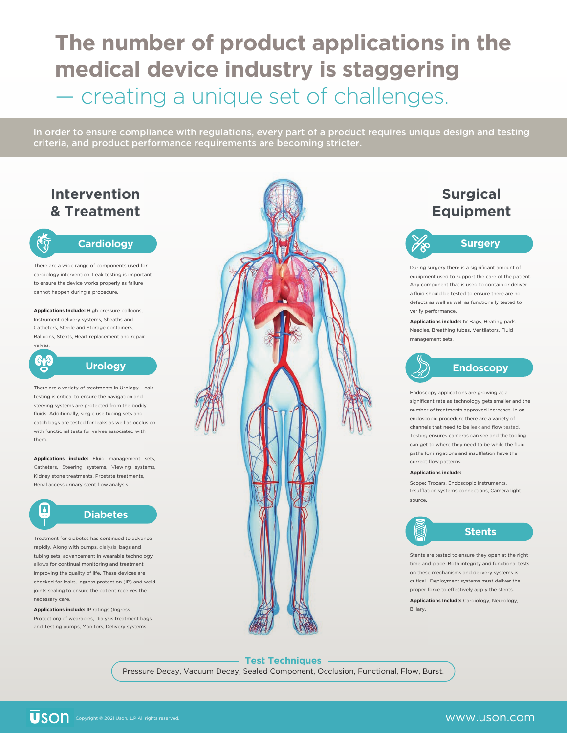# The number of product applications in the medical device industry is staggering

## — creating a unique set of challenges.

In order to ensure compliance with regulations, every part of a product requires unique design and testing criteria, and product performance requirements are becoming stricter.

## Intervention & Treatment

### Cardiology

There are a wide range of components used for cardiology intervention. Leak testing is important to ensure the device works properly as failure cannot happen during a procedure.

**Applications Include:** High pressure balloons, Instrument delivery systems, Sheaths and Catheters, Sterile and Storage containers, Balloons, Stents, Heart replacement and repair valves.

### Urology

There are a variety of treatments in Urology. Leak testing is critical to ensure the navigation and steering systems are protected from the bodily fluids. Additionally, single use tubing sets and catch bags are tested for leaks as well as occlusion with functional tests for valves associated with them.

**Applications include:** Fluid management sets, Catheters, Steering systems, Viewing systems, Kidney stone treatments, Prostate treatments, Renal access urinary stent flow analysis.

### Diabetes

Treatment for diabetes has continued to advance rapidly. Along with pumps, dialysis, bags and tubing sets, advancement in wearable technology allows for continual monitoring and treatment improving the quality of life. These devices are checked for leaks, Ingress protection (IP) and weld joints sealing to ensure the patient receives the necessary care.

**Applications include:** IP ratings (Ingress Protection) of wearables, Dialysis treatment bags and Testing pumps, Monitors, Delivery systems.

## Surgical Equipment

### Surgery

During surgery there is a significant amount of equipment used to support the care of the patient. Any component that is used to contain or deliver a fluid should be tested to ensure there are no defects as well as well as functionally tested to verify performance.

**Applications include:** IV Bags, Heating pads, Needles, Breathing tubes, Ventilators, Fluid management sets.

### Endoscopy

Endoscopy applications are growing at a significant rate as technology gets smaller and the number of treatments approved increases. In an endoscopic procedure there are a variety of channels that need to be leak and flow tested. Testing ensures cameras can see and the tooling can get to where they need to be while the fluid paths for irrigations and insufflation have the correct flow patterns.

**Applications include:**

Scope: Trocars, Endoscopic instruments, Insufflation systems connections, Camera light source.

### Stents

Stents are tested to ensure they open at the right time and place. Both integrity and functional tests on these mechanisms and delivery systems is critical. Deployment systems must deliver the proper force to effectively apply the stents.

**Applications Include:** Cardiology, Neurology, Biliary.

### Test Techniques

Pressure Decay, Vacuum Decay, Sealed Component, Occlusion, Functional, Flow, Burst.

Uson Copyright © 2021 Uson, L.P All rights reserved. www.uson.com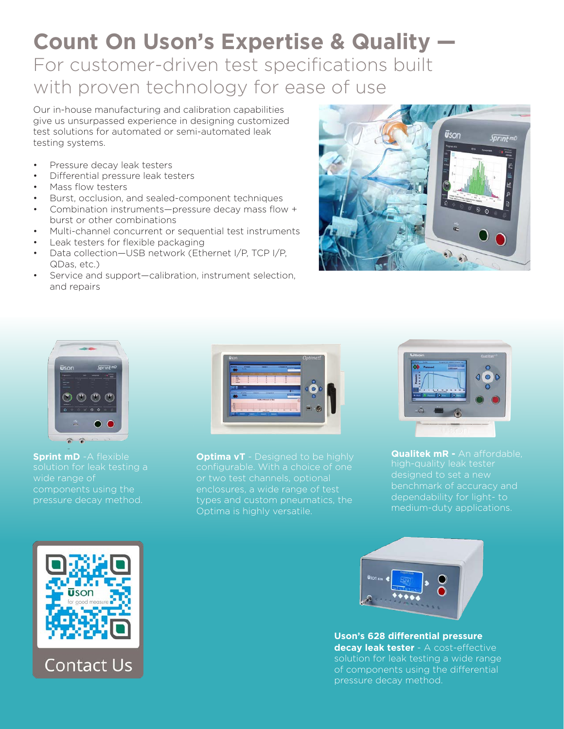# Count On Uson's Expertise & Quality —

## For customer-driven test specifications built with proven technology for ease of use

Our in-house manufacturing and calibration capabilities give us unsurpassed experience in designing customized test solutions for automated or semi-automated leak testing systems.

- Pressure decay leak testers
- Differential pressure leak testers
- Mass flow testers
- Burst, occlusion, and sealed-component techniques
- Combination instruments—pressure decay mass flow + burst or other combinations
- Multi-channel concurrent or sequential test instruments
- Leak testers for flexible packaging
- Data collection—USB network (Ethernet I/P, TCP I/P, QDas, etc.)
- Service and support—calibration, instrument selection, and repairs

**Sprint mD** -A flexible solution for leak testing a wide range of components using the pressure decay method.

**Optima vT** - Designed to be highly configurable. With a choice of one or two test channels, optional enclosures, a wide range of test types and custom pneumatics, the Optima is highly versatile.

**Qualitek mR -** An affordable, high-quality leak tester designed to set a new benchmark of accuracy and dependability for light- to medium-duty applications.

Contact Us

**Uson's 628 differential pressure decay leak tester** - A cost-effective solution for leak testing a wide range of components using the differential pressure decay method.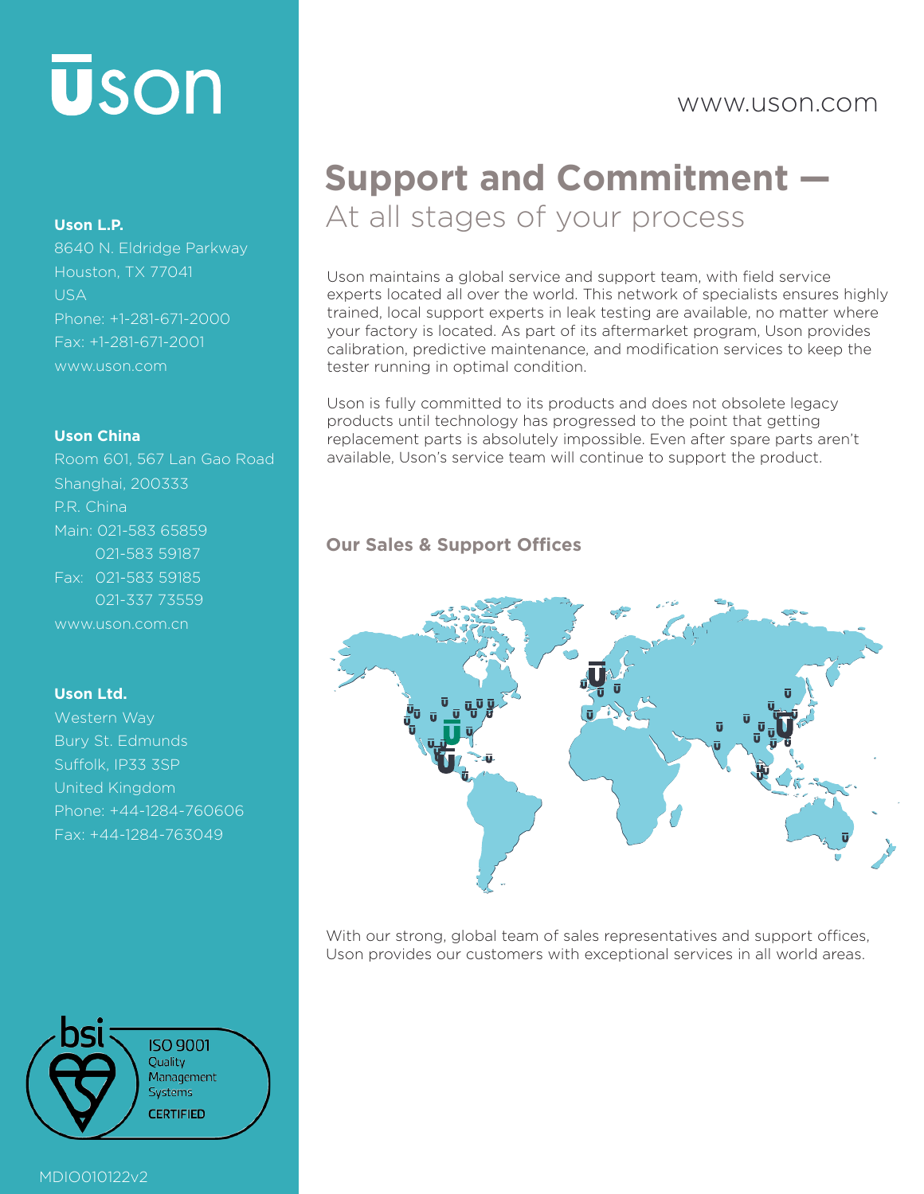Ūson

www.uson.com

# Support and Commitment —

## At all stages of your process

Uson maintains a global service and support team, with field service experts located all over the world. This network of specialists ensures highly trained, local support experts in leak testing are available, no matter where your factory is located. As part of its aftermarket program, Uson provides calibration, predictive maintenance, and modification services to keep the tester running in optimal condition.

Uson is fully committed to its products and does not obsolete legacy products until technology has progressed to the point that getting replacement parts is absolutely impossible. Even after spare parts aren't available, Uson's service team will continue to support the product.

### Our Sales & Support Offices

With our strong, global team of sales representatives and support offices, Uson provides our customers with exceptional services in all world areas.

**Uson L.P.**
8640 N. Eldridge Parkway
Houston, TX 77041
USA
Phone: +1-281-671-2000
Fax: +1-281-671-2001
www.uson.com

**Uson China**
Room 601, 567 Lan Gao Road
Shanghai, 200333
P.R. China
Main: 021-583 65859
021-583 59187
Fax: 021-583 59185
021-337 73559
www.uson.com.cn

**Uson Ltd.**
Western Way
Bury St. Edmunds
Suffolk, IP33 3SP
United Kingdom
Phone: +44-1284-760606
Fax: +44-1284-763049

bsi ISO 9001 Quality Management Systems CERTIFIED

MDIO010122v2